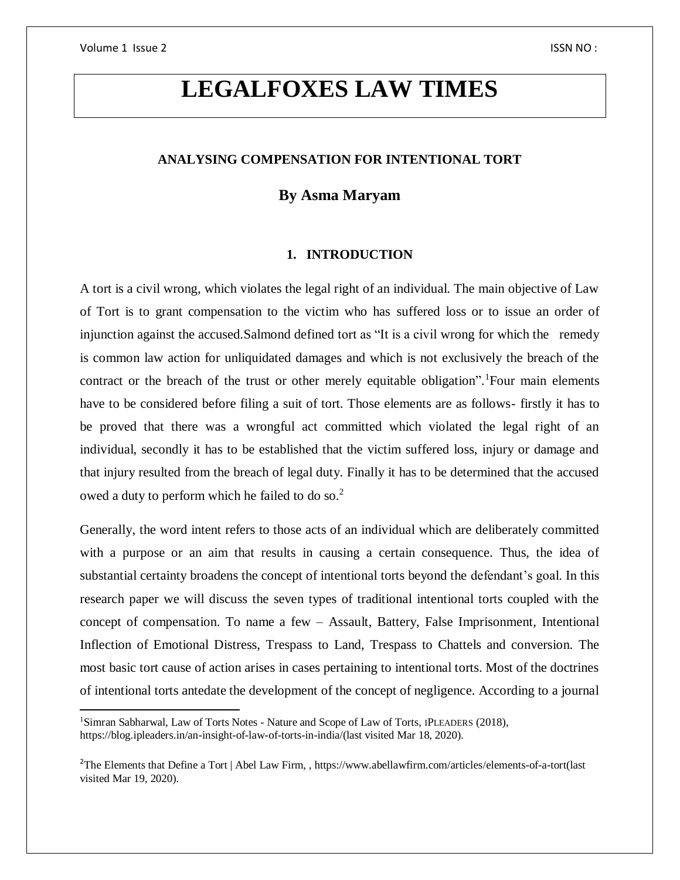# LEGALFOXES LAW TIMES

## ANALYSING COMPENSATION FOR INTENTIONAL TORT

### By Asma Maryam

### 1. INTRODUCTION

A tort is a civil wrong, which violates the legal right of an individual. The main objective of Law of Tort is to grant compensation to the victim who has suffered loss or to issue an order of injunction against the accused.Salmond defined tort as "It is a civil wrong for which the remedy is common law action for unliquidated damages and which is not exclusively the breach of the contract or the breach of the trust or other merely equitable obligation".[1]Four main elements have to be considered before filing a suit of tort. Those elements are as follows- firstly it has to be proved that there was a wrongful act committed which violated the legal right of an individual, secondly it has to be established that the victim suffered loss, injury or damage and that injury resulted from the breach of legal duty. Finally it has to be determined that the accused owed a duty to perform which he failed to do so.[2]

Generally, the word intent refers to those acts of an individual which are deliberately committed with a purpose or an aim that results in causing a certain consequence. Thus, the idea of substantial certainty broadens the concept of intentional torts beyond the defendant's goal. In this research paper we will discuss the seven types of traditional intentional torts coupled with the concept of compensation. To name a few – Assault, Battery, False Imprisonment, Intentional Inflection of Emotional Distress, Trespass to Land, Trespass to Chattels and conversion. The most basic tort cause of action arises in cases pertaining to intentional torts. Most of the doctrines of intentional torts antedate the development of the concept of negligence. According to a journal

---

[1]Simran Sabharwal, Law of Torts Notes - Nature and Scope of Law of Torts, IPLEADERS (2018), https://blog.ipleaders.in/an-insight-of-law-of-torts-in-india/(last visited Mar 18, 2020).

[2]The Elements that Define a Tort | Abel Law Firm, , https://www.abellawfirm.com/articles/elements-of-a-tort(last visited Mar 19, 2020).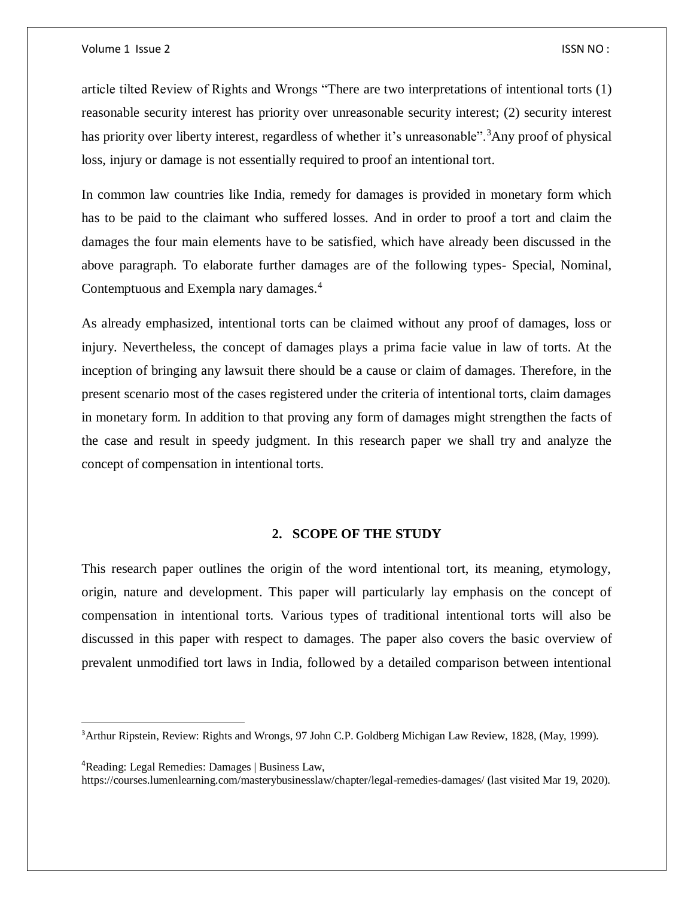article tilted Review of Rights and Wrongs "There are two interpretations of intentional torts (1) reasonable security interest has priority over unreasonable security interest; (2) security interest has priority over liberty interest, regardless of whether it's unreasonable".[3]Any proof of physical loss, injury or damage is not essentially required to proof an intentional tort.

In common law countries like India, remedy for damages is provided in monetary form which has to be paid to the claimant who suffered losses. And in order to proof a tort and claim the damages the four main elements have to be satisfied, which have already been discussed in the above paragraph. To elaborate further damages are of the following types- Special, Nominal, Contemptuous and Exempla nary damages.[4]

As already emphasized, intentional torts can be claimed without any proof of damages, loss or injury. Nevertheless, the concept of damages plays a prima facie value in law of torts. At the inception of bringing any lawsuit there should be a cause or claim of damages. Therefore, in the present scenario most of the cases registered under the criteria of intentional torts, claim damages in monetary form. In addition to that proving any form of damages might strengthen the facts of the case and result in speedy judgment. In this research paper we shall try and analyze the concept of compensation in intentional torts.

## 2. SCOPE OF THE STUDY

This research paper outlines the origin of the word intentional tort, its meaning, etymology, origin, nature and development. This paper will particularly lay emphasis on the concept of compensation in intentional torts. Various types of traditional intentional torts will also be discussed in this paper with respect to damages. The paper also covers the basic overview of prevalent unmodified tort laws in India, followed by a detailed comparison between intentional

---

[3]Arthur Ripstein, Review: Rights and Wrongs, 97 John C.P. Goldberg Michigan Law Review, 1828, (May, 1999).

[4]Reading: Legal Remedies: Damages | Business Law, https://courses.lumenlearning.com/masterybusinesslaw/chapter/legal-remedies-damages/ (last visited Mar 19, 2020).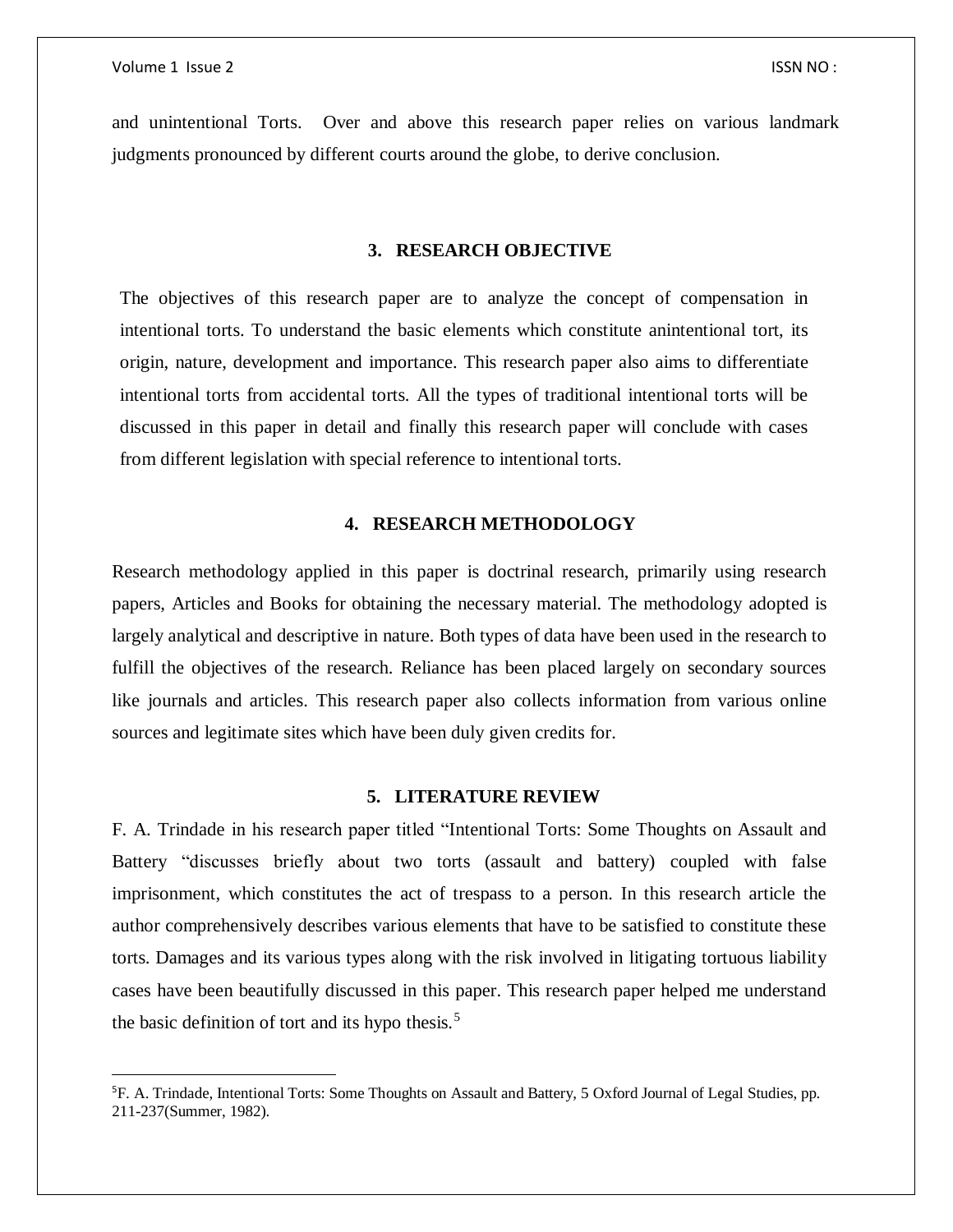and unintentional Torts. Over and above this research paper relies on various landmark judgments pronounced by different courts around the globe, to derive conclusion.

## 3. RESEARCH OBJECTIVE

The objectives of this research paper are to analyze the concept of compensation in intentional torts. To understand the basic elements which constitute anintentional tort, its origin, nature, development and importance. This research paper also aims to differentiate intentional torts from accidental torts. All the types of traditional intentional torts will be discussed in this paper in detail and finally this research paper will conclude with cases from different legislation with special reference to intentional torts.

## 4. RESEARCH METHODOLOGY

Research methodology applied in this paper is doctrinal research, primarily using research papers, Articles and Books for obtaining the necessary material. The methodology adopted is largely analytical and descriptive in nature. Both types of data have been used in the research to fulfill the objectives of the research. Reliance has been placed largely on secondary sources like journals and articles. This research paper also collects information from various online sources and legitimate sites which have been duly given credits for.

## 5. LITERATURE REVIEW

F. A. Trindade in his research paper titled "Intentional Torts: Some Thoughts on Assault and Battery "discusses briefly about two torts (assault and battery) coupled with false imprisonment, which constitutes the act of trespass to a person. In this research article the author comprehensively describes various elements that have to be satisfied to constitute these torts. Damages and its various types along with the risk involved in litigating tortuous liability cases have been beautifully discussed in this paper. This research paper helped me understand the basic definition of tort and its hypo thesis.[5]

---

[5] F. A. Trindade, Intentional Torts: Some Thoughts on Assault and Battery, 5 Oxford Journal of Legal Studies, pp. 211-237(Summer, 1982).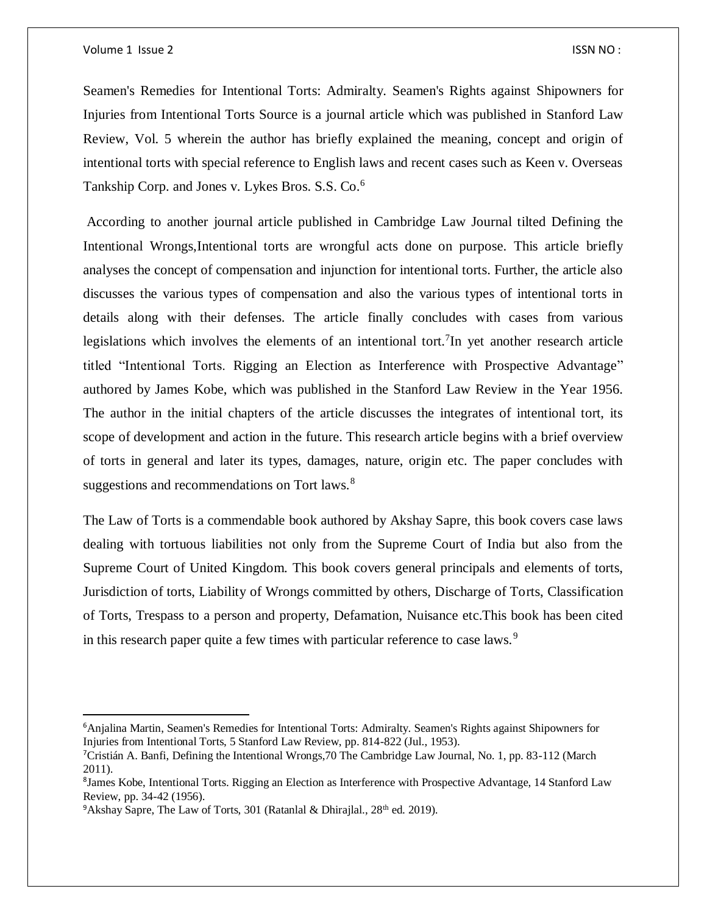Seamen's Remedies for Intentional Torts: Admiralty. Seamen's Rights against Shipowners for Injuries from Intentional Torts Source is a journal article which was published in Stanford Law Review, Vol. 5 wherein the author has briefly explained the meaning, concept and origin of intentional torts with special reference to English laws and recent cases such as Keen v. Overseas Tankship Corp. and Jones v. Lykes Bros. S.S. Co.[6]

According to another journal article published in Cambridge Law Journal tilted Defining the Intentional Wrongs,Intentional torts are wrongful acts done on purpose. This article briefly analyses the concept of compensation and injunction for intentional torts. Further, the article also discusses the various types of compensation and also the various types of intentional torts in details along with their defenses. The article finally concludes with cases from various legislations which involves the elements of an intentional tort.[7]In yet another research article titled "Intentional Torts. Rigging an Election as Interference with Prospective Advantage" authored by James Kobe, which was published in the Stanford Law Review in the Year 1956. The author in the initial chapters of the article discusses the integrates of intentional tort, its scope of development and action in the future. This research article begins with a brief overview of torts in general and later its types, damages, nature, origin etc. The paper concludes with suggestions and recommendations on Tort laws.[8]

The Law of Torts is a commendable book authored by Akshay Sapre, this book covers case laws dealing with tortuous liabilities not only from the Supreme Court of India but also from the Supreme Court of United Kingdom. This book covers general principals and elements of torts, Jurisdiction of torts, Liability of Wrongs committed by others, Discharge of Torts, Classification of Torts, Trespass to a person and property, Defamation, Nuisance etc.This book has been cited in this research paper quite a few times with particular reference to case laws.[9]

---

[6]Anjalina Martin, Seamen's Remedies for Intentional Torts: Admiralty. Seamen's Rights against Shipowners for Injuries from Intentional Torts, 5 Stanford Law Review, pp. 814-822 (Jul., 1953).

[7]Cristián A. Banfi, Defining the Intentional Wrongs,70 The Cambridge Law Journal, No. 1, pp. 83-112 (March 2011).

[8]James Kobe, Intentional Torts. Rigging an Election as Interference with Prospective Advantage, 14 Stanford Law Review, pp. 34-42 (1956).

[9]Akshay Sapre, The Law of Torts, 301 (Ratanlal & Dhirajlal., 28th ed. 2019).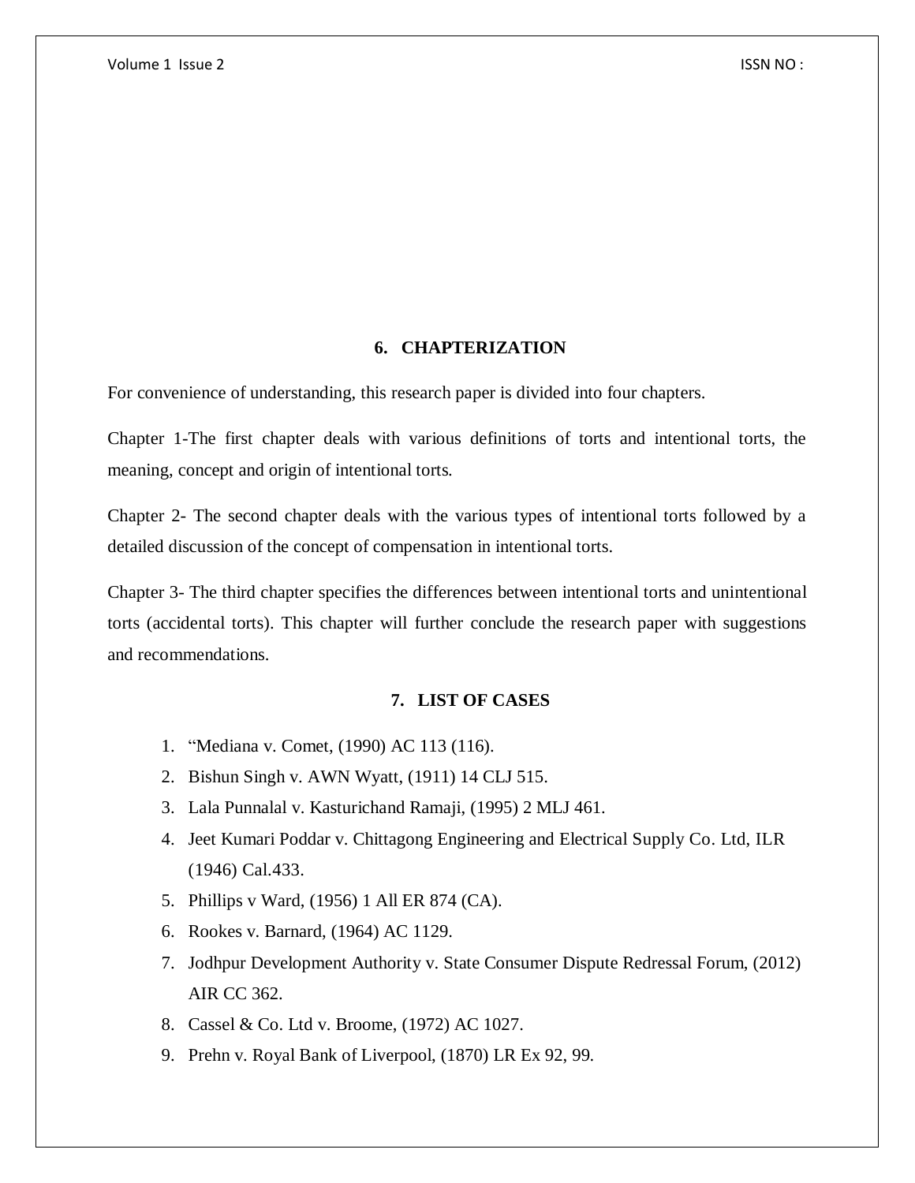## 6. CHAPTERIZATION

For convenience of understanding, this research paper is divided into four chapters.

Chapter 1-The first chapter deals with various definitions of torts and intentional torts, the meaning, concept and origin of intentional torts.

Chapter 2- The second chapter deals with the various types of intentional torts followed by a detailed discussion of the concept of compensation in intentional torts.

Chapter 3- The third chapter specifies the differences between intentional torts and unintentional torts (accidental torts). This chapter will further conclude the research paper with suggestions and recommendations.

## 7. LIST OF CASES

1. "Mediana v. Comet, (1990) AC 113 (116).
2. Bishun Singh v. AWN Wyatt, (1911) 14 CLJ 515.
3. Lala Punnalal v. Kasturichand Ramaji, (1995) 2 MLJ 461.
4. Jeet Kumari Poddar v. Chittagong Engineering and Electrical Supply Co. Ltd, ILR (1946) Cal.433.
5. Phillips v Ward, (1956) 1 All ER 874 (CA).
6. Rookes v. Barnard, (1964) AC 1129.
7. Jodhpur Development Authority v. State Consumer Dispute Redressal Forum, (2012) AIR CC 362.
8. Cassel & Co. Ltd v. Broome, (1972) AC 1027.
9. Prehn v. Royal Bank of Liverpool, (1870) LR Ex 92, 99.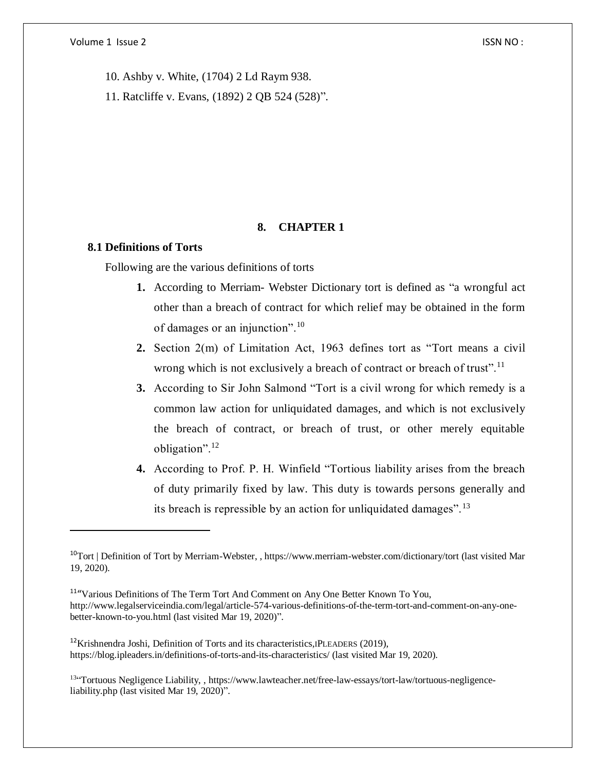10. Ashby v. White, (1704) 2 Ld Raym 938.

11. Ratcliffe v. Evans, (1892) 2 QB 524 (528)".

## 8. CHAPTER 1

### 8.1 Definitions of Torts

Following are the various definitions of torts

1. According to Merriam- Webster Dictionary tort is defined as "a wrongful act other than a breach of contract for which relief may be obtained in the form of damages or an injunction".[10]
2. Section 2(m) of Limitation Act, 1963 defines tort as "Tort means a civil wrong which is not exclusively a breach of contract or breach of trust".[11]
3. According to Sir John Salmond "Tort is a civil wrong for which remedy is a common law action for unliquidated damages, and which is not exclusively the breach of contract, or breach of trust, or other merely equitable obligation".[12]
4. According to Prof. P. H. Winfield "Tortious liability arises from the breach of duty primarily fixed by law. This duty is towards persons generally and its breach is repressible by an action for unliquidated damages".[13]

---

[10] Tort | Definition of Tort by Merriam-Webster, , https://www.merriam-webster.com/dictionary/tort (last visited Mar 19, 2020).

[11] "Various Definitions of The Term Tort And Comment on Any One Better Known To You, http://www.legalserviceindia.com/legal/article-574-various-definitions-of-the-term-tort-and-comment-on-any-one-better-known-to-you.html (last visited Mar 19, 2020)".

[12] Krishnendra Joshi, Definition of Torts and its characteristics,IPLEADERS (2019), https://blog.ipleaders.in/definitions-of-torts-and-its-characteristics/ (last visited Mar 19, 2020).

[13] "Tortuous Negligence Liability, , https://www.lawteacher.net/free-law-essays/tort-law/tortuous-negligence-liability.php (last visited Mar 19, 2020)".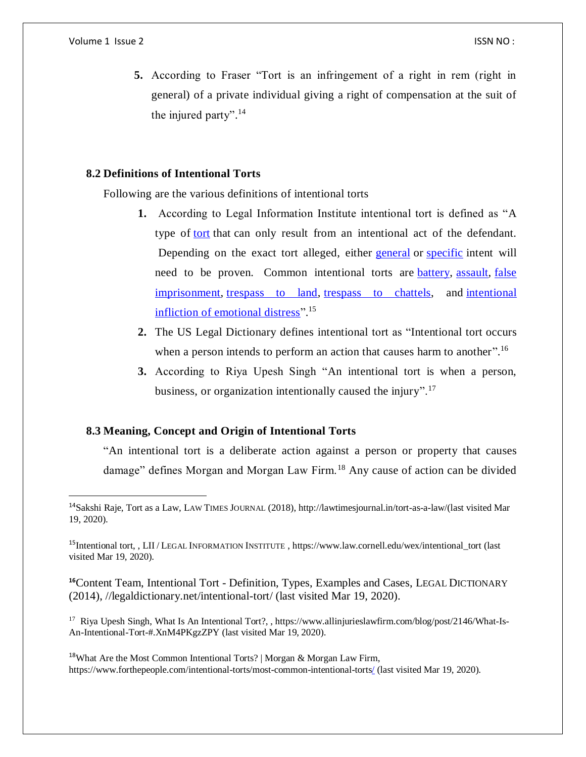5. According to Fraser "Tort is an infringement of a right in rem (right in general) of a private individual giving a right of compensation at the suit of the injured party".[14]

### 8.2 Definitions of Intentional Torts

Following are the various definitions of intentional torts

1. According to Legal Information Institute intentional tort is defined as "A type of tort that can only result from an intentional act of the defendant. Depending on the exact tort alleged, either general or specific intent will need to be proven. Common intentional torts are battery, assault, false imprisonment, trespass to land, trespass to chattels, and intentional infliction of emotional distress".[15]
2. The US Legal Dictionary defines intentional tort as "Intentional tort occurs when a person intends to perform an action that causes harm to another".[16]
3. According to Riya Upesh Singh "An intentional tort is when a person, business, or organization intentionally caused the injury".[17]

### 8.3 Meaning, Concept and Origin of Intentional Torts

"An intentional tort is a deliberate action against a person or property that causes damage" defines Morgan and Morgan Law Firm.[18] Any cause of action can be divided

---

[14] Sakshi Raje, Tort as a Law, LAW TIMES JOURNAL (2018), http://lawtimesjournal.in/tort-as-a-law/(last visited Mar 19, 2020).

[15] Intentional tort, , LII / LEGAL INFORMATION INSTITUTE , https://www.law.cornell.edu/wex/intentional_tort (last visited Mar 19, 2020).

[16] Content Team, Intentional Tort - Definition, Types, Examples and Cases, LEGAL DICTIONARY (2014), //legaldictionary.net/intentional-tort/ (last visited Mar 19, 2020).

[17] Riya Upesh Singh, What Is An Intentional Tort?, , https://www.allinjurieslawfirm.com/blog/post/2146/What-Is-An-Intentional-Tort-#.XnM4PKgzZPY (last visited Mar 19, 2020).

[18] What Are the Most Common Intentional Torts? | Morgan & Morgan Law Firm, https://www.forthepeople.com/intentional-torts/most-common-intentional-torts/ (last visited Mar 19, 2020).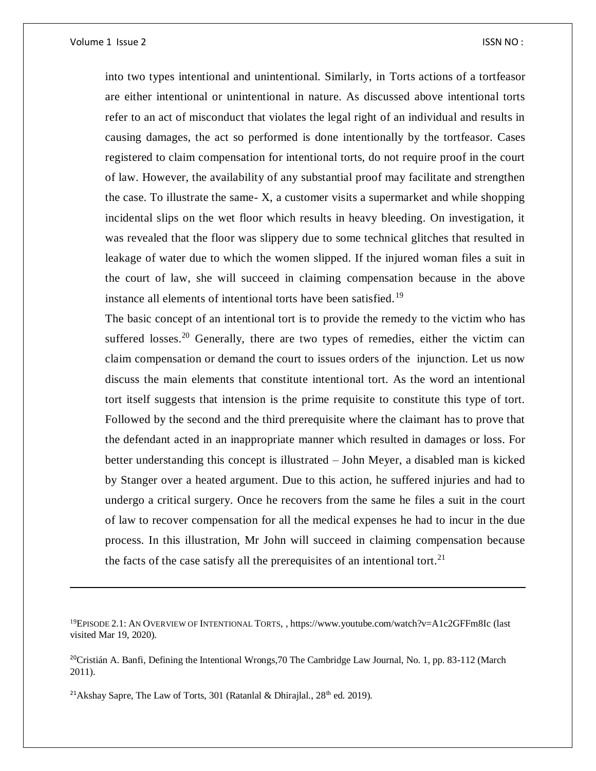into two types intentional and unintentional. Similarly, in Torts actions of a tortfeasor are either intentional or unintentional in nature. As discussed above intentional torts refer to an act of misconduct that violates the legal right of an individual and results in causing damages, the act so performed is done intentionally by the tortfeasor. Cases registered to claim compensation for intentional torts, do not require proof in the court of law. However, the availability of any substantial proof may facilitate and strengthen the case. To illustrate the same- X, a customer visits a supermarket and while shopping incidental slips on the wet floor which results in heavy bleeding. On investigation, it was revealed that the floor was slippery due to some technical glitches that resulted in leakage of water due to which the women slipped. If the injured woman files a suit in the court of law, she will succeed in claiming compensation because in the above instance all elements of intentional torts have been satisfied.[19]

The basic concept of an intentional tort is to provide the remedy to the victim who has suffered losses.[20] Generally, there are two types of remedies, either the victim can claim compensation or demand the court to issues orders of the injunction. Let us now discuss the main elements that constitute intentional tort. As the word an intentional tort itself suggests that intension is the prime requisite to constitute this type of tort. Followed by the second and the third prerequisite where the claimant has to prove that the defendant acted in an inappropriate manner which resulted in damages or loss. For better understanding this concept is illustrated – John Meyer, a disabled man is kicked by Stanger over a heated argument. Due to this action, he suffered injuries and had to undergo a critical surgery. Once he recovers from the same he files a suit in the court of law to recover compensation for all the medical expenses he had to incur in the due process. In this illustration, Mr John will succeed in claiming compensation because the facts of the case satisfy all the prerequisites of an intentional tort.[21]

---

[19] EPISODE 2.1: AN OVERVIEW OF INTENTIONAL TORTS, , https://www.youtube.com/watch?v=A1c2GFFm8Ic (last visited Mar 19, 2020).

[20] Cristián A. Banfi, Defining the Intentional Wrongs,70 The Cambridge Law Journal, No. 1, pp. 83-112 (March 2011).

[21] Akshay Sapre, The Law of Torts, 301 (Ratanlal & Dhirajlal., 28th ed. 2019).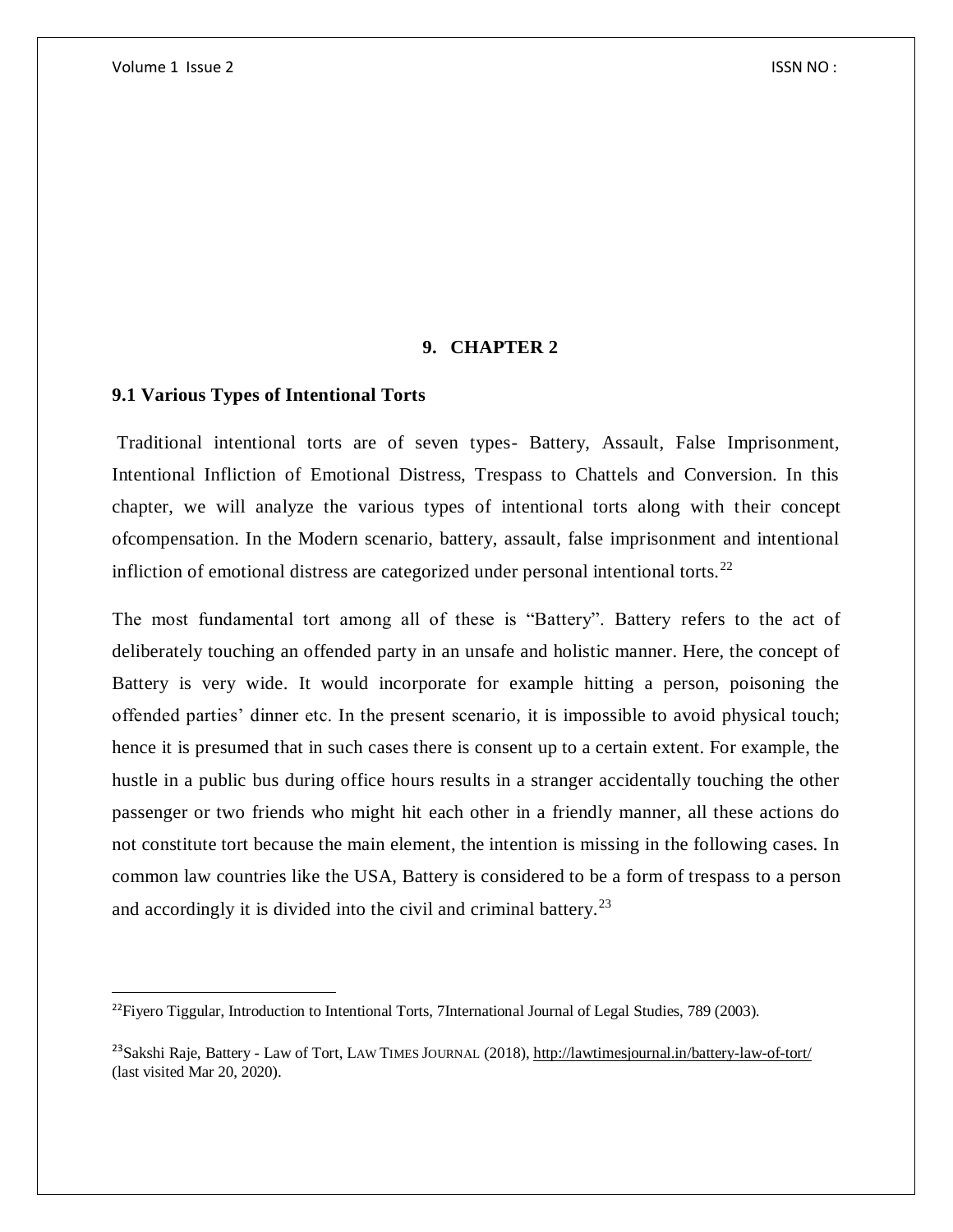## 9. CHAPTER 2

### 9.1 Various Types of Intentional Torts

Traditional intentional torts are of seven types- Battery, Assault, False Imprisonment, Intentional Infliction of Emotional Distress, Trespass to Chattels and Conversion. In this chapter, we will analyze the various types of intentional torts along with their concept ofcompensation. In the Modern scenario, battery, assault, false imprisonment and intentional infliction of emotional distress are categorized under personal intentional torts.[22]

The most fundamental tort among all of these is "Battery". Battery refers to the act of deliberately touching an offended party in an unsafe and holistic manner. Here, the concept of Battery is very wide. It would incorporate for example hitting a person, poisoning the offended parties' dinner etc. In the present scenario, it is impossible to avoid physical touch; hence it is presumed that in such cases there is consent up to a certain extent. For example, the hustle in a public bus during office hours results in a stranger accidentally touching the other passenger or two friends who might hit each other in a friendly manner, all these actions do not constitute tort because the main element, the intention is missing in the following cases. In common law countries like the USA, Battery is considered to be a form of trespass to a person and accordingly it is divided into the civil and criminal battery.[23]

---

[22]Fiyero Tiggular, Introduction to Intentional Torts, 7International Journal of Legal Studies, 789 (2003).

[23]Sakshi Raje, Battery - Law of Tort, LAW TIMES JOURNAL (2018), http://lawtimesjournal.in/battery-law-of-tort/ (last visited Mar 20, 2020).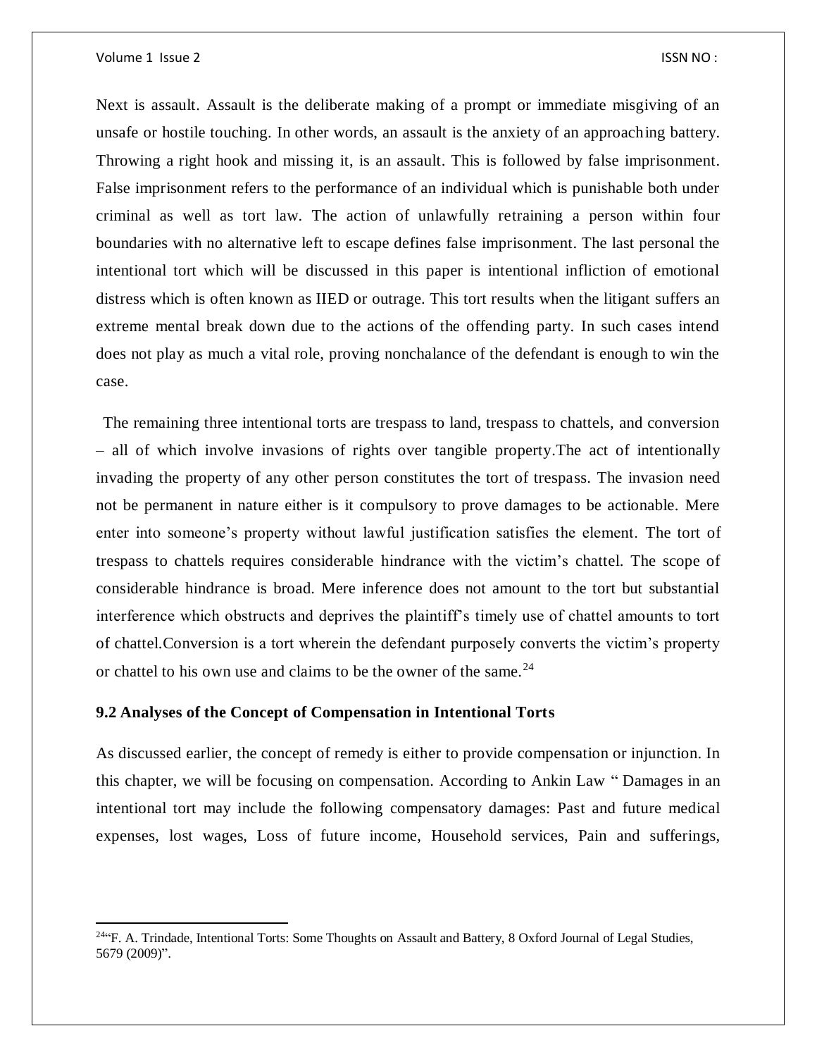Next is assault. Assault is the deliberate making of a prompt or immediate misgiving of an unsafe or hostile touching. In other words, an assault is the anxiety of an approaching battery. Throwing a right hook and missing it, is an assault. This is followed by false imprisonment. False imprisonment refers to the performance of an individual which is punishable both under criminal as well as tort law. The action of unlawfully retraining a person within four boundaries with no alternative left to escape defines false imprisonment. The last personal the intentional tort which will be discussed in this paper is intentional infliction of emotional distress which is often known as IIED or outrage. This tort results when the litigant suffers an extreme mental break down due to the actions of the offending party. In such cases intend does not play as much a vital role, proving nonchalance of the defendant is enough to win the case.

The remaining three intentional torts are trespass to land, trespass to chattels, and conversion – all of which involve invasions of rights over tangible property.The act of intentionally invading the property of any other person constitutes the tort of trespass. The invasion need not be permanent in nature either is it compulsory to prove damages to be actionable. Mere enter into someone's property without lawful justification satisfies the element. The tort of trespass to chattels requires considerable hindrance with the victim's chattel. The scope of considerable hindrance is broad. Mere inference does not amount to the tort but substantial interference which obstructs and deprives the plaintiff's timely use of chattel amounts to tort of chattel.Conversion is a tort wherein the defendant purposely converts the victim's property or chattel to his own use and claims to be the owner of the same.[24]

### 9.2 Analyses of the Concept of Compensation in Intentional Torts

As discussed earlier, the concept of remedy is either to provide compensation or injunction. In this chapter, we will be focusing on compensation. According to Ankin Law " Damages in an intentional tort may include the following compensatory damages: Past and future medical expenses, lost wages, Loss of future income, Household services, Pain and sufferings,

---

[24]"F. A. Trindade, Intentional Torts: Some Thoughts on Assault and Battery, 8 Oxford Journal of Legal Studies, 5679 (2009)".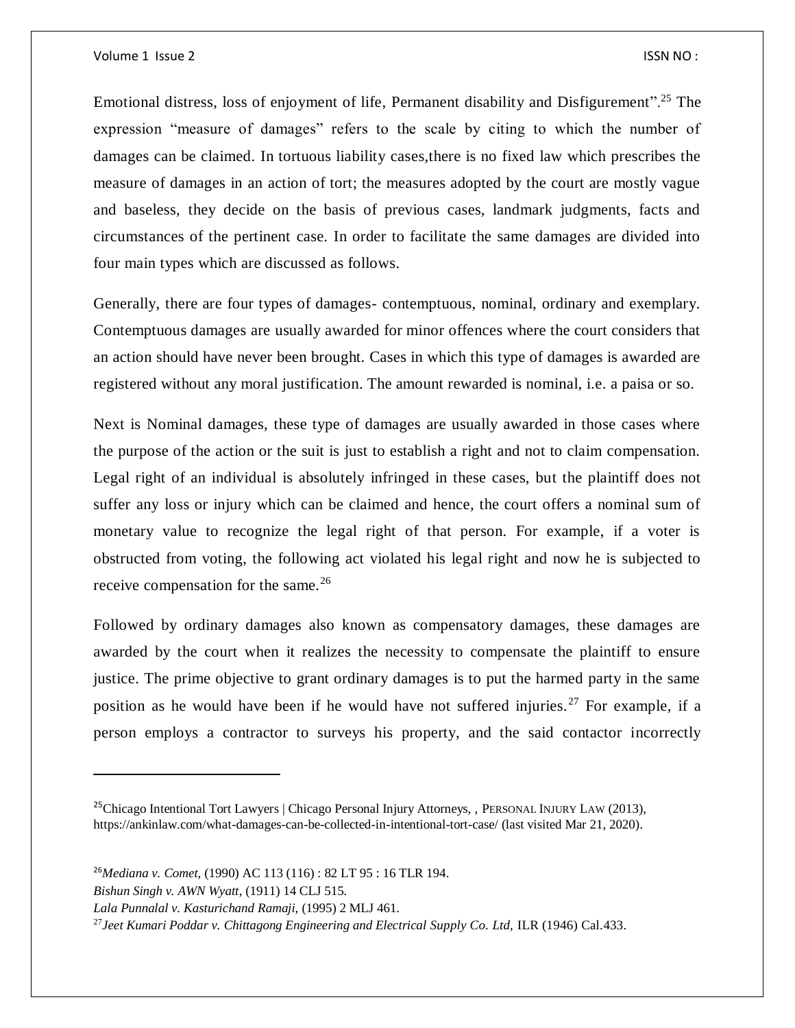Emotional distress, loss of enjoyment of life, Permanent disability and Disfigurement".[25] The expression "measure of damages" refers to the scale by citing to which the number of damages can be claimed. In tortuous liability cases,there is no fixed law which prescribes the measure of damages in an action of tort; the measures adopted by the court are mostly vague and baseless, they decide on the basis of previous cases, landmark judgments, facts and circumstances of the pertinent case. In order to facilitate the same damages are divided into four main types which are discussed as follows.

Generally, there are four types of damages- contemptuous, nominal, ordinary and exemplary. Contemptuous damages are usually awarded for minor offences where the court considers that an action should have never been brought. Cases in which this type of damages is awarded are registered without any moral justification. The amount rewarded is nominal, i.e. a paisa or so.

Next is Nominal damages, these type of damages are usually awarded in those cases where the purpose of the action or the suit is just to establish a right and not to claim compensation. Legal right of an individual is absolutely infringed in these cases, but the plaintiff does not suffer any loss or injury which can be claimed and hence, the court offers a nominal sum of monetary value to recognize the legal right of that person. For example, if a voter is obstructed from voting, the following act violated his legal right and now he is subjected to receive compensation for the same.[26]

Followed by ordinary damages also known as compensatory damages, these damages are awarded by the court when it realizes the necessity to compensate the plaintiff to ensure justice. The prime objective to grant ordinary damages is to put the harmed party in the same position as he would have been if he would have not suffered injuries.[27] For example, if a person employs a contractor to surveys his property, and the said contactor incorrectly

---

[25] Chicago Intentional Tort Lawyers | Chicago Personal Injury Attorneys, , PERSONAL INJURY LAW (2013), https://ankinlaw.com/what-damages-can-be-collected-in-intentional-tort-case/ (last visited Mar 21, 2020).

[26] *Mediana v. Comet*, (1990) AC 113 (116) : 82 LT 95 : 16 TLR 194.
*Bishun Singh v. AWN Wyatt*, (1911) 14 CLJ 515.
*Lala Punnalal v. Kasturichand Ramaji*, (1995) 2 MLJ 461.

[27] *Jeet Kumari Poddar v. Chittagong Engineering and Electrical Supply Co. Ltd,* ILR (1946) Cal.433.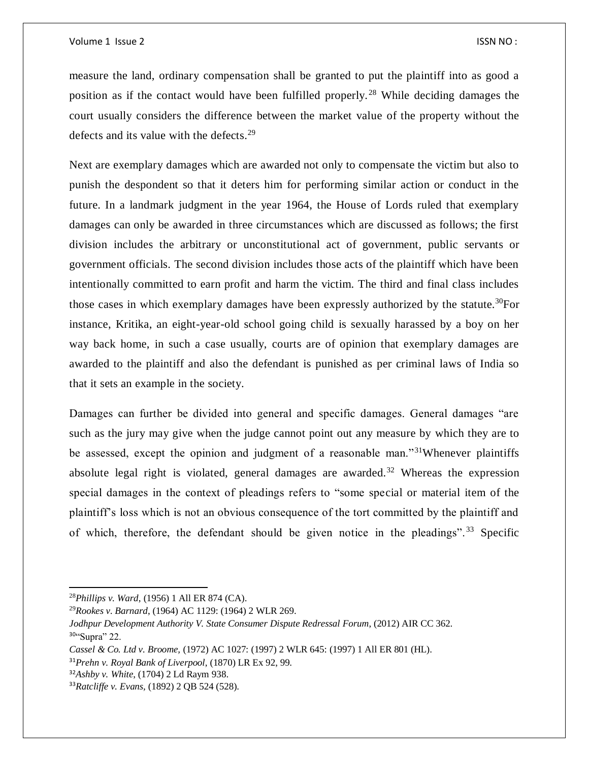measure the land, ordinary compensation shall be granted to put the plaintiff into as good a position as if the contact would have been fulfilled properly.[28] While deciding damages the court usually considers the difference between the market value of the property without the defects and its value with the defects.[29]

Next are exemplary damages which are awarded not only to compensate the victim but also to punish the despondent so that it deters him for performing similar action or conduct in the future. In a landmark judgment in the year 1964, the House of Lords ruled that exemplary damages can only be awarded in three circumstances which are discussed as follows; the first division includes the arbitrary or unconstitutional act of government, public servants or government officials. The second division includes those acts of the plaintiff which have been intentionally committed to earn profit and harm the victim. The third and final class includes those cases in which exemplary damages have been expressly authorized by the statute.[30]For instance, Kritika, an eight-year-old school going child is sexually harassed by a boy on her way back home, in such a case usually, courts are of opinion that exemplary damages are awarded to the plaintiff and also the defendant is punished as per criminal laws of India so that it sets an example in the society.

Damages can further be divided into general and specific damages. General damages "are such as the jury may give when the judge cannot point out any measure by which they are to be assessed, except the opinion and judgment of a reasonable man."[31]Whenever plaintiffs absolute legal right is violated, general damages are awarded.[32] Whereas the expression special damages in the context of pleadings refers to "some special or material item of the plaintiff's loss which is not an obvious consequence of the tort committed by the plaintiff and of which, therefore, the defendant should be given notice in the pleadings".[33] Specific

---

[28]*Phillips v. Ward*, (1956) 1 All ER 874 (CA).

[29]*Rookes v. Barnard*, (1964) AC 1129: (1964) 2 WLR 269.

*Jodhpur Development Authority V. State Consumer Dispute Redressal Forum*, (2012) AIR CC 362.

[30]"Supra" 22.

*Cassel & Co. Ltd v. Broome*, (1972) AC 1027: (1997) 2 WLR 645: (1997) 1 All ER 801 (HL).

[31]*Prehn v. Royal Bank of Liverpool*, (1870) LR Ex 92, 99.

[32]*Ashby v. White*, (1704) 2 Ld Raym 938.

[33]*Ratcliffe v. Evans*, (1892) 2 QB 524 (528).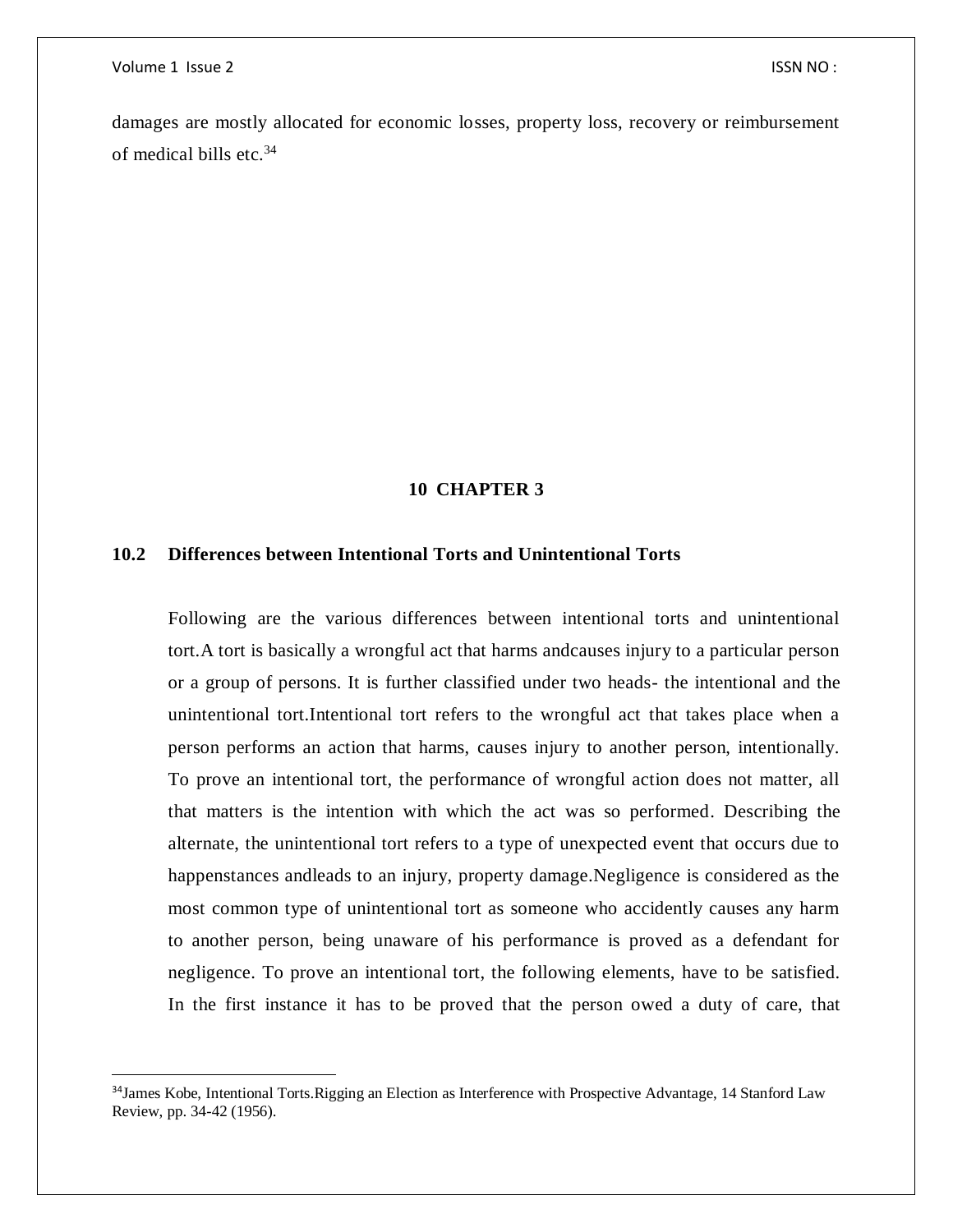damages are mostly allocated for economic losses, property loss, recovery or reimbursement of medical bills etc.[34]

# 10 CHAPTER 3

## 10.2 Differences between Intentional Torts and Unintentional Torts

Following are the various differences between intentional torts and unintentional tort.A tort is basically a wrongful act that harms andcauses injury to a particular person or a group of persons. It is further classified under two heads- the intentional and the unintentional tort.Intentional tort refers to the wrongful act that takes place when a person performs an action that harms, causes injury to another person, intentionally. To prove an intentional tort, the performance of wrongful action does not matter, all that matters is the intention with which the act was so performed. Describing the alternate, the unintentional tort refers to a type of unexpected event that occurs due to happenstances andleads to an injury, property damage.Negligence is considered as the most common type of unintentional tort as someone who accidently causes any harm to another person, being unaware of his performance is proved as a defendant for negligence. To prove an intentional tort, the following elements, have to be satisfied. In the first instance it has to be proved that the person owed a duty of care, that

---

[34]James Kobe, Intentional Torts.Rigging an Election as Interference with Prospective Advantage, 14 Stanford Law Review, pp. 34-42 (1956).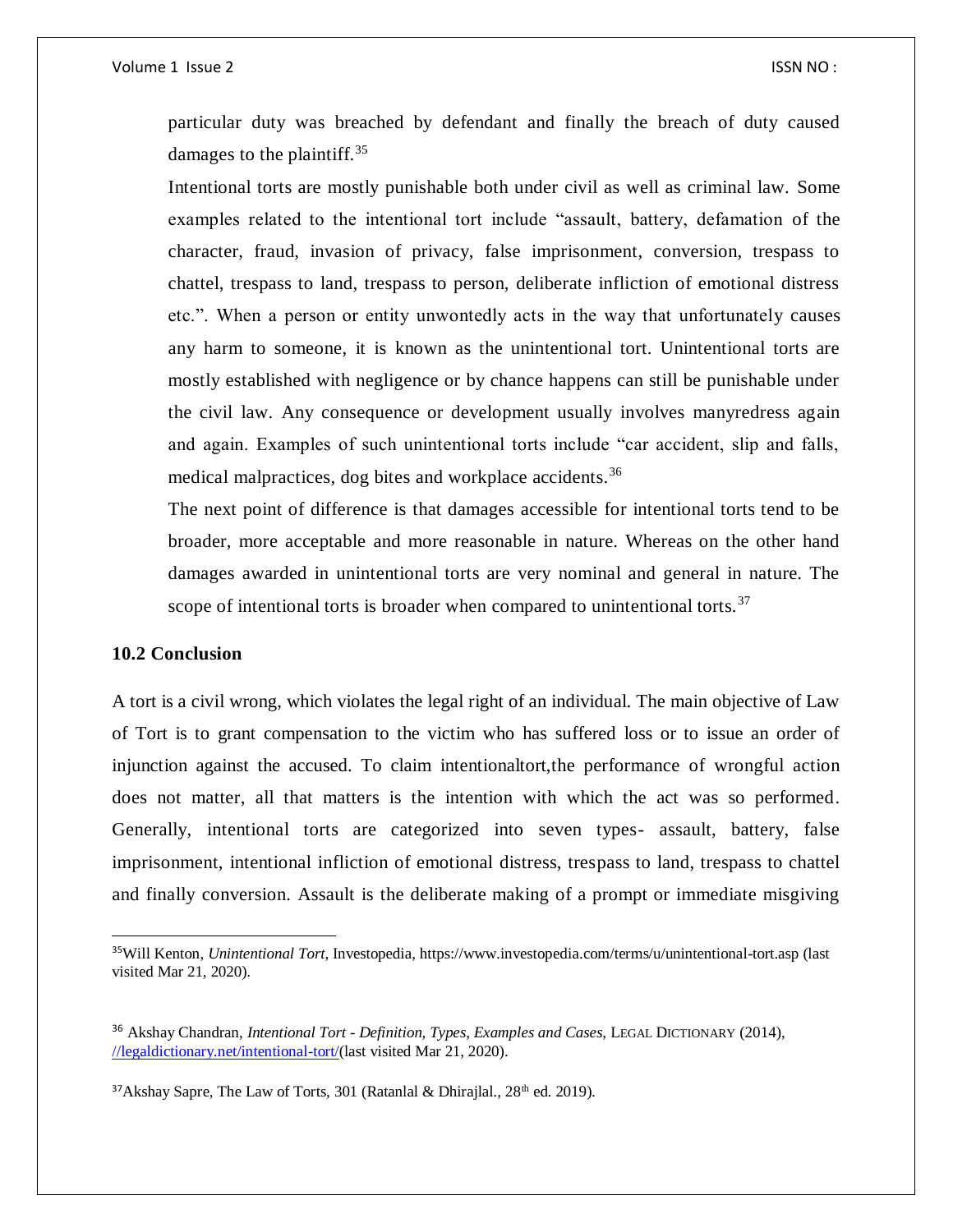particular duty was breached by defendant and finally the breach of duty caused damages to the plaintiff.[35]

Intentional torts are mostly punishable both under civil as well as criminal law. Some examples related to the intentional tort include "assault, battery, defamation of the character, fraud, invasion of privacy, false imprisonment, conversion, trespass to chattel, trespass to land, trespass to person, deliberate infliction of emotional distress etc.". When a person or entity unwontedly acts in the way that unfortunately causes any harm to someone, it is known as the unintentional tort. Unintentional torts are mostly established with negligence or by chance happens can still be punishable under the civil law. Any consequence or development usually involves manyredress again and again. Examples of such unintentional torts include "car accident, slip and falls, medical malpractices, dog bites and workplace accidents.[36]

The next point of difference is that damages accessible for intentional torts tend to be broader, more acceptable and more reasonable in nature. Whereas on the other hand damages awarded in unintentional torts are very nominal and general in nature. The scope of intentional torts is broader when compared to unintentional torts.[37]

### 10.2 Conclusion

A tort is a civil wrong, which violates the legal right of an individual. The main objective of Law of Tort is to grant compensation to the victim who has suffered loss or to issue an order of injunction against the accused. To claim intentionaltort,the performance of wrongful action does not matter, all that matters is the intention with which the act was so performed. Generally, intentional torts are categorized into seven types- assault, battery, false imprisonment, intentional infliction of emotional distress, trespass to land, trespass to chattel and finally conversion. Assault is the deliberate making of a prompt or immediate misgiving

---

[35] Will Kenton, *Unintentional Tort*, Investopedia, https://www.investopedia.com/terms/u/unintentional-tort.asp (last visited Mar 21, 2020).

[36] Akshay Chandran, *Intentional Tort - Definition, Types, Examples and Cases*, LEGAL DICTIONARY (2014), //legaldictionary.net/intentional-tort/(last visited Mar 21, 2020).

[37] Akshay Sapre, The Law of Torts, 301 (Ratanlal & Dhirajlal., 28th ed. 2019).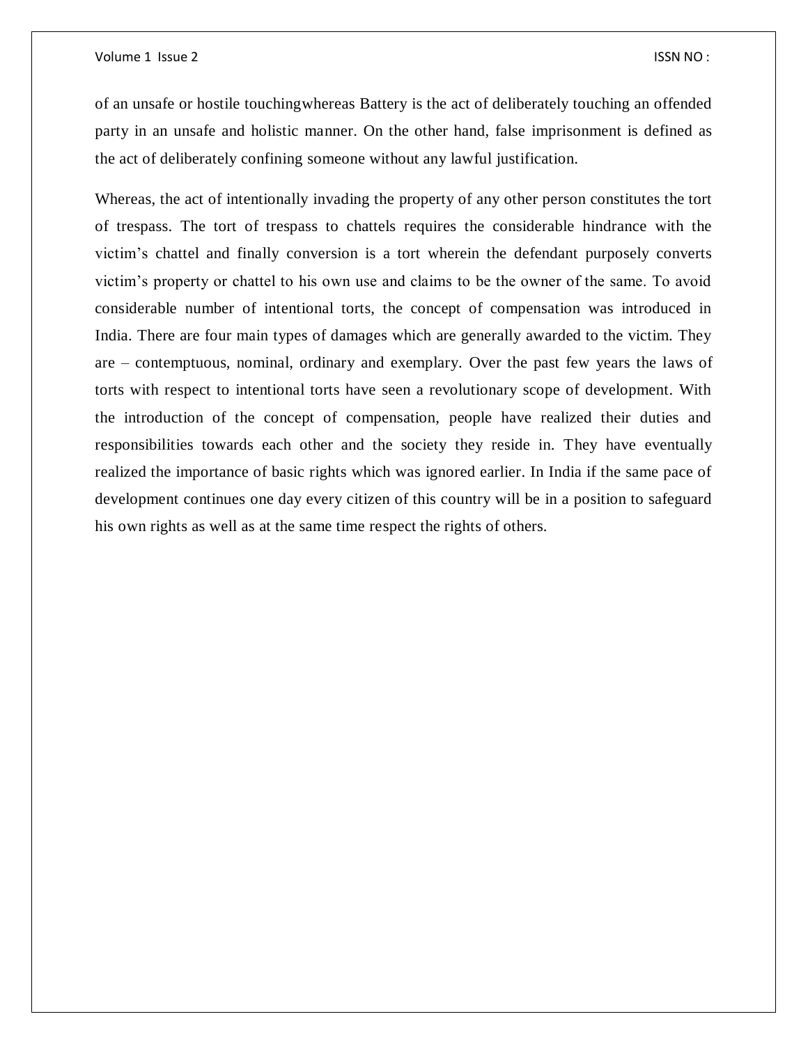of an unsafe or hostile touchingwhereas Battery is the act of deliberately touching an offended party in an unsafe and holistic manner. On the other hand, false imprisonment is defined as the act of deliberately confining someone without any lawful justification.

Whereas, the act of intentionally invading the property of any other person constitutes the tort of trespass. The tort of trespass to chattels requires the considerable hindrance with the victim's chattel and finally conversion is a tort wherein the defendant purposely converts victim's property or chattel to his own use and claims to be the owner of the same. To avoid considerable number of intentional torts, the concept of compensation was introduced in India. There are four main types of damages which are generally awarded to the victim. They are – contemptuous, nominal, ordinary and exemplary. Over the past few years the laws of torts with respect to intentional torts have seen a revolutionary scope of development. With the introduction of the concept of compensation, people have realized their duties and responsibilities towards each other and the society they reside in. They have eventually realized the importance of basic rights which was ignored earlier. In India if the same pace of development continues one day every citizen of this country will be in a position to safeguard his own rights as well as at the same time respect the rights of others.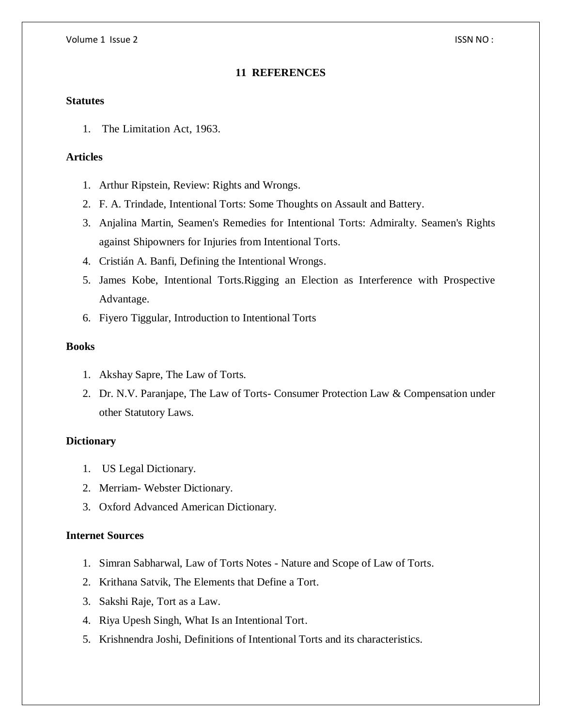## 11 REFERENCES

### Statutes

1. The Limitation Act, 1963.

### Articles

1. Arthur Ripstein, Review: Rights and Wrongs.
2. F. A. Trindade, Intentional Torts: Some Thoughts on Assault and Battery.
3. Anjalina Martin, Seamen's Remedies for Intentional Torts: Admiralty. Seamen's Rights against Shipowners for Injuries from Intentional Torts.
4. Cristián A. Banfi, Defining the Intentional Wrongs.
5. James Kobe, Intentional Torts.Rigging an Election as Interference with Prospective Advantage.
6. Fiyero Tiggular, Introduction to Intentional Torts

### Books

1. Akshay Sapre, The Law of Torts.
2. Dr. N.V. Paranjape, The Law of Torts- Consumer Protection Law & Compensation under other Statutory Laws.

### Dictionary

1. US Legal Dictionary.
2. Merriam- Webster Dictionary.
3. Oxford Advanced American Dictionary.

### Internet Sources

1. Simran Sabharwal, Law of Torts Notes - Nature and Scope of Law of Torts.
2. Krithana Satvik, The Elements that Define a Tort.
3. Sakshi Raje, Tort as a Law.
4. Riya Upesh Singh, What Is an Intentional Tort.
5. Krishnendra Joshi, Definitions of Intentional Torts and its characteristics.